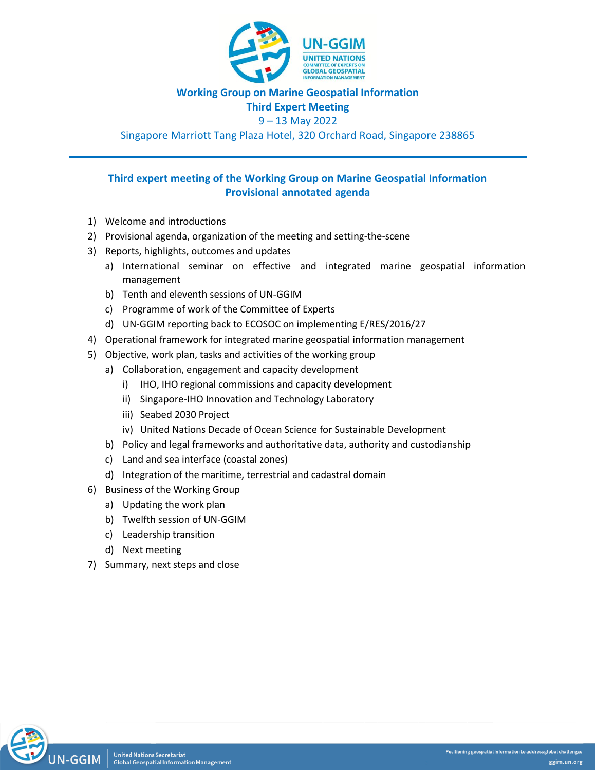# Working Group on Marine Geospatial Information

## Third Expert Meeting

9 – 13 May 2022

Singapore Marriott Tang Plaza Hotel, 320 Orchard Road, Singapore 238865

## Third expert meeting of the Working Group on Marine Geospatial Information
## Provisional annotated agenda

1) Welcome and introductions
2) Provisional agenda, organization of the meeting and setting-the-scene
3) Reports, highlights, outcomes and updates
   a) International seminar on effective and integrated marine geospatial information management
   b) Tenth and eleventh sessions of UN-GGIM
   c) Programme of work of the Committee of Experts
   d) UN-GGIM reporting back to ECOSOC on implementing E/RES/2016/27
4) Operational framework for integrated marine geospatial information management
5) Objective, work plan, tasks and activities of the working group
   a) Collaboration, engagement and capacity development
      i) IHO, IHO regional commissions and capacity development
      ii) Singapore-IHO Innovation and Technology Laboratory
      iii) Seabed 2030 Project
      iv) United Nations Decade of Ocean Science for Sustainable Development
   b) Policy and legal frameworks and authoritative data, authority and custodianship
   c) Land and sea interface (coastal zones)
   d) Integration of the maritime, terrestrial and cadastral domain
6) Business of the Working Group
   a) Updating the work plan
   b) Twelfth session of UN-GGIM
   c) Leadership transition
   d) Next meeting
7) Summary, next steps and close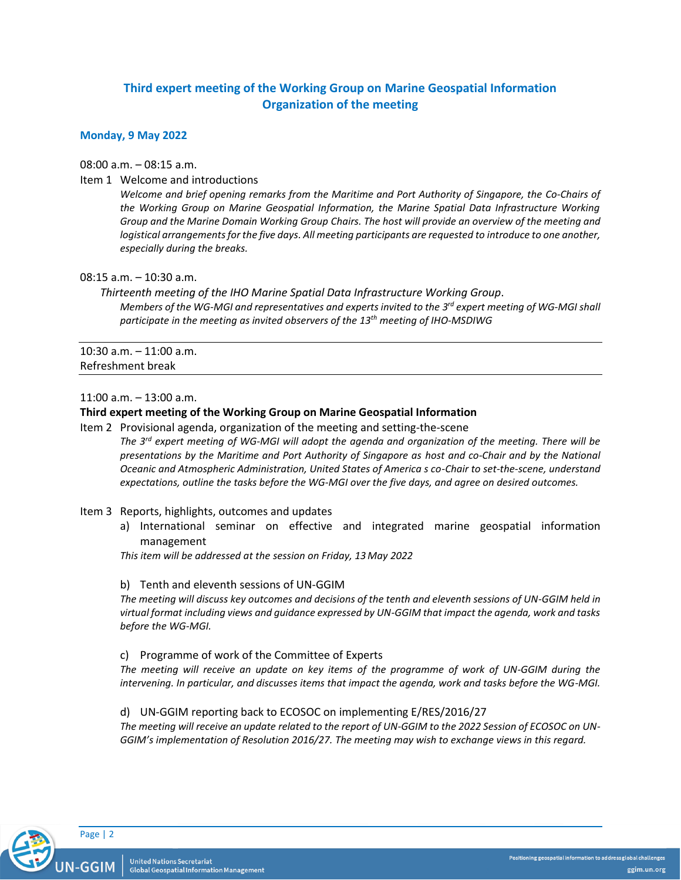## Third expert meeting of the Working Group on Marine Geospatial Information
## Organization of the meeting

### Monday, 9 May 2022

08:00 a.m. – 08:15 a.m.

Item 1 Welcome and introductions

*Welcome and brief opening remarks from the Maritime and Port Authority of Singapore, the Co-Chairs of the Working Group on Marine Geospatial Information, the Marine Spatial Data Infrastructure Working Group and the Marine Domain Working Group Chairs. The host will provide an overview of the meeting and logistical arrangements for the five days. All meeting participants are requested to introduce to one another, especially during the breaks.*

08:15 a.m. – 10:30 a.m.

*Thirteenth meeting of the IHO Marine Spatial Data Infrastructure Working Group.*

*Members of the WG-MGI and representatives and experts invited to the 3rd expert meeting of WG-MGI shall participate in the meeting as invited observers of the 13th meeting of IHO-MSDIWG*

---

10:30 a.m. – 11:00 a.m.
Refreshment break

---

11:00 a.m. – 13:00 a.m.

**Third expert meeting of the Working Group on Marine Geospatial Information**

Item 2 Provisional agenda, organization of the meeting and setting-the-scene

*The 3rd expert meeting of WG-MGI will adopt the agenda and organization of the meeting. There will be presentations by the Maritime and Port Authority of Singapore as host and co-Chair and by the National Oceanic and Atmospheric Administration, United States of America s co-Chair to set-the-scene, understand expectations, outline the tasks before the WG-MGI over the five days, and agree on desired outcomes.*

Item 3 Reports, highlights, outcomes and updates

a) International seminar on effective and integrated marine geospatial information management

*This item will be addressed at the session on Friday, 13 May 2022*

b) Tenth and eleventh sessions of UN-GGIM

*The meeting will discuss key outcomes and decisions of the tenth and eleventh sessions of UN-GGIM held in virtual format including views and guidance expressed by UN-GGIM that impact the agenda, work and tasks before the WG-MGI.*

c) Programme of work of the Committee of Experts

*The meeting will receive an update on key items of the programme of work of UN-GGIM during the intervening. In particular, and discusses items that impact the agenda, work and tasks before the WG-MGI.*

d) UN-GGIM reporting back to ECOSOC on implementing E/RES/2016/27

*The meeting will receive an update related to the report of UN-GGIM to the 2022 Session of ECOSOC on UN-GGIM's implementation of Resolution 2016/27. The meeting may wish to exchange views in this regard.*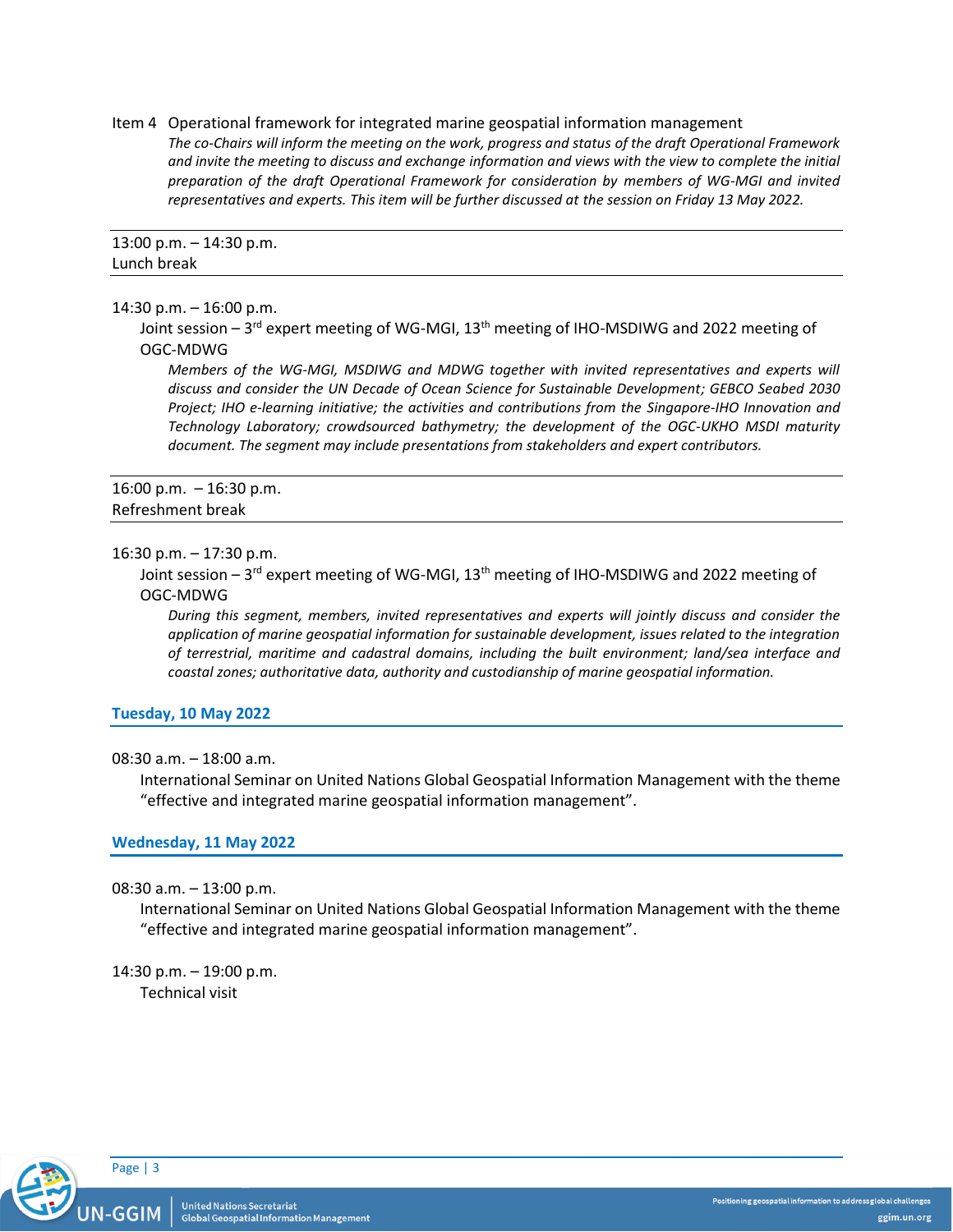Item 4 Operational framework for integrated marine geospatial information management

*The co-Chairs will inform the meeting on the work, progress and status of the draft Operational Framework and invite the meeting to discuss and exchange information and views with the view to complete the initial preparation of the draft Operational Framework for consideration by members of WG-MGI and invited representatives and experts. This item will be further discussed at the session on Friday 13 May 2022.*

---

13:00 p.m. – 14:30 p.m.
Lunch break

---

14:30 p.m. – 16:00 p.m.

Joint session – 3rd expert meeting of WG-MGI, 13th meeting of IHO-MSDIWG and 2022 meeting of OGC-MDWG

*Members of the WG-MGI, MSDIWG and MDWG together with invited representatives and experts will discuss and consider the UN Decade of Ocean Science for Sustainable Development; GEBCO Seabed 2030 Project; IHO e-learning initiative; the activities and contributions from the Singapore-IHO Innovation and Technology Laboratory; crowdsourced bathymetry; the development of the OGC-UKHO MSDI maturity document. The segment may include presentations from stakeholders and expert contributors.*

---

16:00 p.m. – 16:30 p.m.
Refreshment break

---

16:30 p.m. – 17:30 p.m.

Joint session – 3rd expert meeting of WG-MGI, 13th meeting of IHO-MSDIWG and 2022 meeting of OGC-MDWG

*During this segment, members, invited representatives and experts will jointly discuss and consider the application of marine geospatial information for sustainable development, issues related to the integration of terrestrial, maritime and cadastral domains, including the built environment; land/sea interface and coastal zones; authoritative data, authority and custodianship of marine geospatial information.*

## Tuesday, 10 May 2022

08:30 a.m. – 18:00 a.m.

International Seminar on United Nations Global Geospatial Information Management with the theme "effective and integrated marine geospatial information management".

## Wednesday, 11 May 2022

08:30 a.m. – 13:00 p.m.

International Seminar on United Nations Global Geospatial Information Management with the theme "effective and integrated marine geospatial information management".

14:30 p.m. – 19:00 p.m.

Technical visit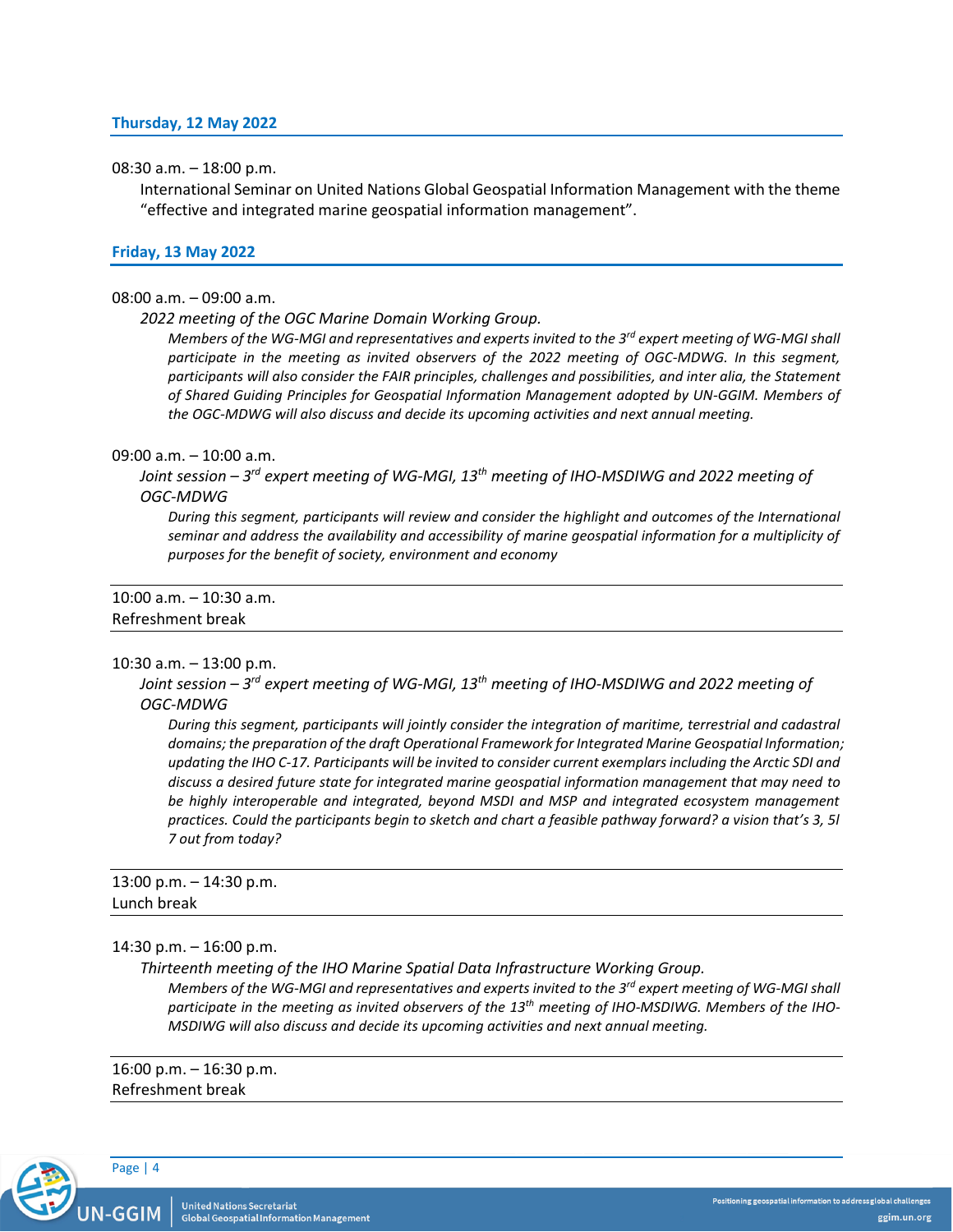### Thursday, 12 May 2022

08:30 a.m. – 18:00 p.m.

International Seminar on United Nations Global Geospatial Information Management with the theme "effective and integrated marine geospatial information management".

### Friday, 13 May 2022

08:00 a.m. – 09:00 a.m.

*2022 meeting of the OGC Marine Domain Working Group.*

*Members of the WG-MGI and representatives and experts invited to the 3rd expert meeting of WG-MGI shall participate in the meeting as invited observers of the 2022 meeting of OGC-MDWG. In this segment, participants will also consider the FAIR principles, challenges and possibilities, and inter alia, the Statement of Shared Guiding Principles for Geospatial Information Management adopted by UN-GGIM. Members of the OGC-MDWG will also discuss and decide its upcoming activities and next annual meeting.*

09:00 a.m. – 10:00 a.m.

*Joint session – 3rd expert meeting of WG-MGI, 13th meeting of IHO-MSDIWG and 2022 meeting of OGC-MDWG*

*During this segment, participants will review and consider the highlight and outcomes of the International seminar and address the availability and accessibility of marine geospatial information for a multiplicity of purposes for the benefit of society, environment and economy*

---

10:00 a.m. – 10:30 a.m.
Refreshment break

---

10:30 a.m. – 13:00 p.m.

*Joint session – 3rd expert meeting of WG-MGI, 13th meeting of IHO-MSDIWG and 2022 meeting of OGC-MDWG*

*During this segment, participants will jointly consider the integration of maritime, terrestrial and cadastral domains; the preparation of the draft Operational Framework for Integrated Marine Geospatial Information; updating the IHO C-17. Participants will be invited to consider current exemplars including the Arctic SDI and discuss a desired future state for integrated marine geospatial information management that may need to be highly interoperable and integrated, beyond MSDI and MSP and integrated ecosystem management practices. Could the participants begin to sketch and chart a feasible pathway forward? a vision that's 3, 5l 7 out from today?*

---

13:00 p.m. – 14:30 p.m.
Lunch break

---

14:30 p.m. – 16:00 p.m.

*Thirteenth meeting of the IHO Marine Spatial Data Infrastructure Working Group.*

*Members of the WG-MGI and representatives and experts invited to the 3rd expert meeting of WG-MGI shall participate in the meeting as invited observers of the 13th meeting of IHO-MSDIWG. Members of the IHO-MSDIWG will also discuss and decide its upcoming activities and next annual meeting.*

---

16:00 p.m. – 16:30 p.m.
Refreshment break

---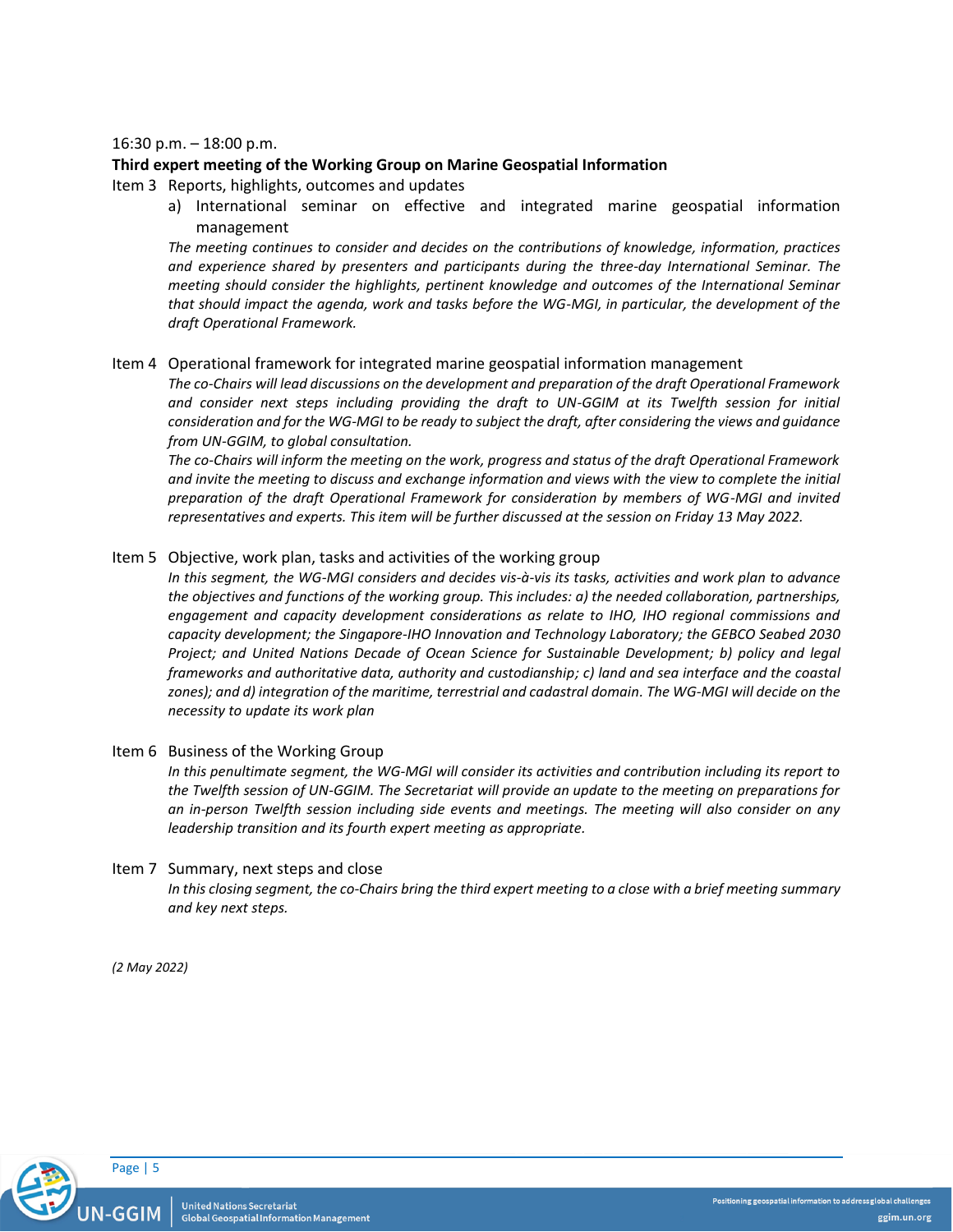16:30 p.m. – 18:00 p.m.

**Third expert meeting of the Working Group on Marine Geospatial Information**

Item 3 Reports, highlights, outcomes and updates

a) International seminar on effective and integrated marine geospatial information management

*The meeting continues to consider and decides on the contributions of knowledge, information, practices and experience shared by presenters and participants during the three-day International Seminar. The meeting should consider the highlights, pertinent knowledge and outcomes of the International Seminar that should impact the agenda, work and tasks before the WG-MGI, in particular, the development of the draft Operational Framework.*

Item 4 Operational framework for integrated marine geospatial information management

*The co-Chairs will lead discussions on the development and preparation of the draft Operational Framework and consider next steps including providing the draft to UN-GGIM at its Twelfth session for initial consideration and for the WG-MGI to be ready to subject the draft, after considering the views and guidance from UN-GGIM, to global consultation.*

*The co-Chairs will inform the meeting on the work, progress and status of the draft Operational Framework and invite the meeting to discuss and exchange information and views with the view to complete the initial preparation of the draft Operational Framework for consideration by members of WG-MGI and invited representatives and experts. This item will be further discussed at the session on Friday 13 May 2022.*

Item 5 Objective, work plan, tasks and activities of the working group

*In this segment, the WG-MGI considers and decides vis-à-vis its tasks, activities and work plan to advance the objectives and functions of the working group. This includes: a) the needed collaboration, partnerships, engagement and capacity development considerations as relate to IHO, IHO regional commissions and capacity development; the Singapore-IHO Innovation and Technology Laboratory; the GEBCO Seabed 2030 Project; and United Nations Decade of Ocean Science for Sustainable Development; b) policy and legal frameworks and authoritative data, authority and custodianship; c) land and sea interface and the coastal zones); and d) integration of the maritime, terrestrial and cadastral domain. The WG-MGI will decide on the necessity to update its work plan*

Item 6 Business of the Working Group

*In this penultimate segment, the WG-MGI will consider its activities and contribution including its report to the Twelfth session of UN-GGIM. The Secretariat will provide an update to the meeting on preparations for an in-person Twelfth session including side events and meetings. The meeting will also consider on any leadership transition and its fourth expert meeting as appropriate.*

Item 7 Summary, next steps and close

*In this closing segment, the co-Chairs bring the third expert meeting to a close with a brief meeting summary and key next steps.*

*(2 May 2022)*